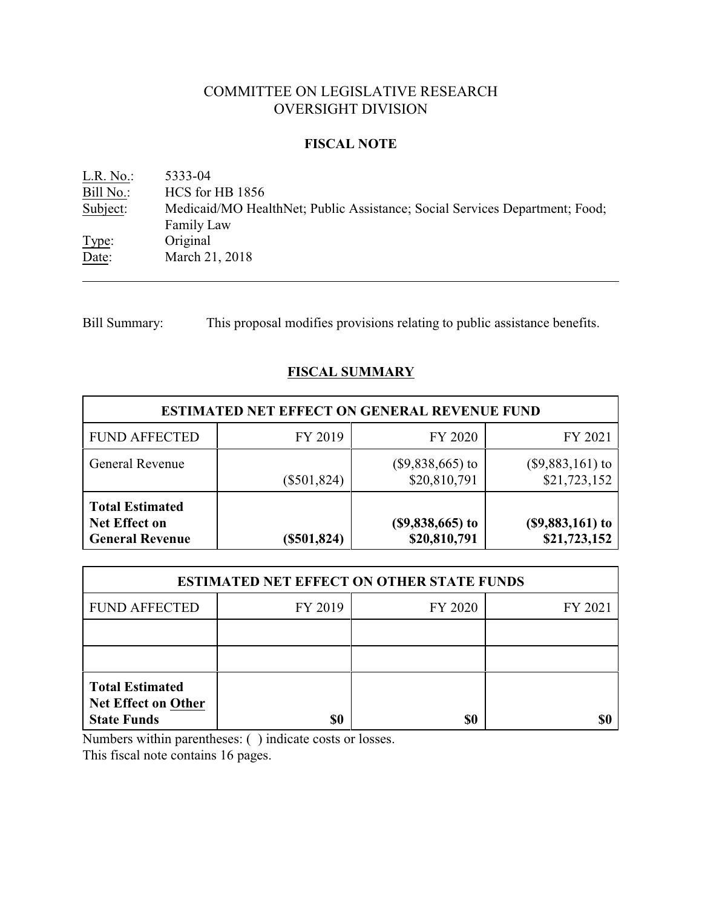# COMMITTEE ON LEGISLATIVE RESEARCH
# OVERSIGHT DIVISION

## FISCAL NOTE

L.R. No.: 5333-04
Bill No.: HCS for HB 1856
Subject: Medicaid/MO HealthNet; Public Assistance; Social Services Department; Food; Family Law
Type: Original
Date: March 21, 2018

---

Bill Summary: This proposal modifies provisions relating to public assistance benefits.

## FISCAL SUMMARY

| ESTIMATED NET EFFECT ON GENERAL REVENUE FUND | | | |
|---|---|---|---|
| FUND AFFECTED | FY 2019 | FY 2020 | FY 2021 |
| General Revenue | ($501,824) | ($9,838,665) to $20,810,791 | ($9,883,161) to $21,723,152 |
| **Total Estimated Net Effect on General Revenue** | **($501,824)** | **($9,838,665) to $20,810,791** | **($9,883,161) to $21,723,152** |

| ESTIMATED NET EFFECT ON OTHER STATE FUNDS | | | |
|---|---|---|---|
| FUND AFFECTED | FY 2019 | FY 2020 | FY 2021 |
| | | | |
| | | | |
| **Total Estimated Net Effect on Other State Funds** | **$0** | **$0** | **$0** |

Numbers within parentheses: ( ) indicate costs or losses.
This fiscal note contains 16 pages.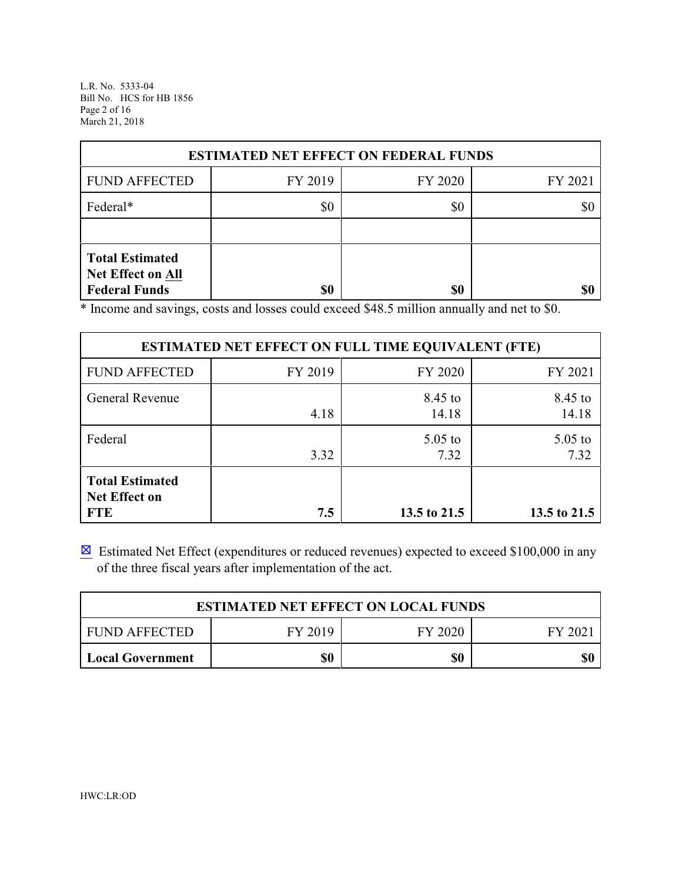| ESTIMATED NET EFFECT ON FEDERAL FUNDS | | | |
|---|---|---|---|
| FUND AFFECTED | FY 2019 | FY 2020 | FY 2021 |
| Federal* | $0 | $0 | $0 |
| | | | |
| **Total Estimated Net Effect on All Federal Funds** | **$0** | **$0** | **$0** |

* Income and savings, costs and losses could exceed $48.5 million annually and net to $0.

| ESTIMATED NET EFFECT ON FULL TIME EQUIVALENT (FTE) | | | |
|---|---|---|---|
| FUND AFFECTED | FY 2019 | FY 2020 | FY 2021 |
| General Revenue | 4.18 | 8.45 to 14.18 | 8.45 to 14.18 |
| Federal | 3.32 | 5.05 to 7.32 | 5.05 to 7.32 |
| **Total Estimated Net Effect on FTE** | **7.5** | **13.5 to 21.5** | **13.5 to 21.5** |

☒ Estimated Net Effect (expenditures or reduced revenues) expected to exceed $100,000 in any of the three fiscal years after implementation of the act.

| ESTIMATED NET EFFECT ON LOCAL FUNDS | | | |
|---|---|---|---|
| FUND AFFECTED | FY 2019 | FY 2020 | FY 2021 |
| **Local Government** | **$0** | **$0** | **$0** |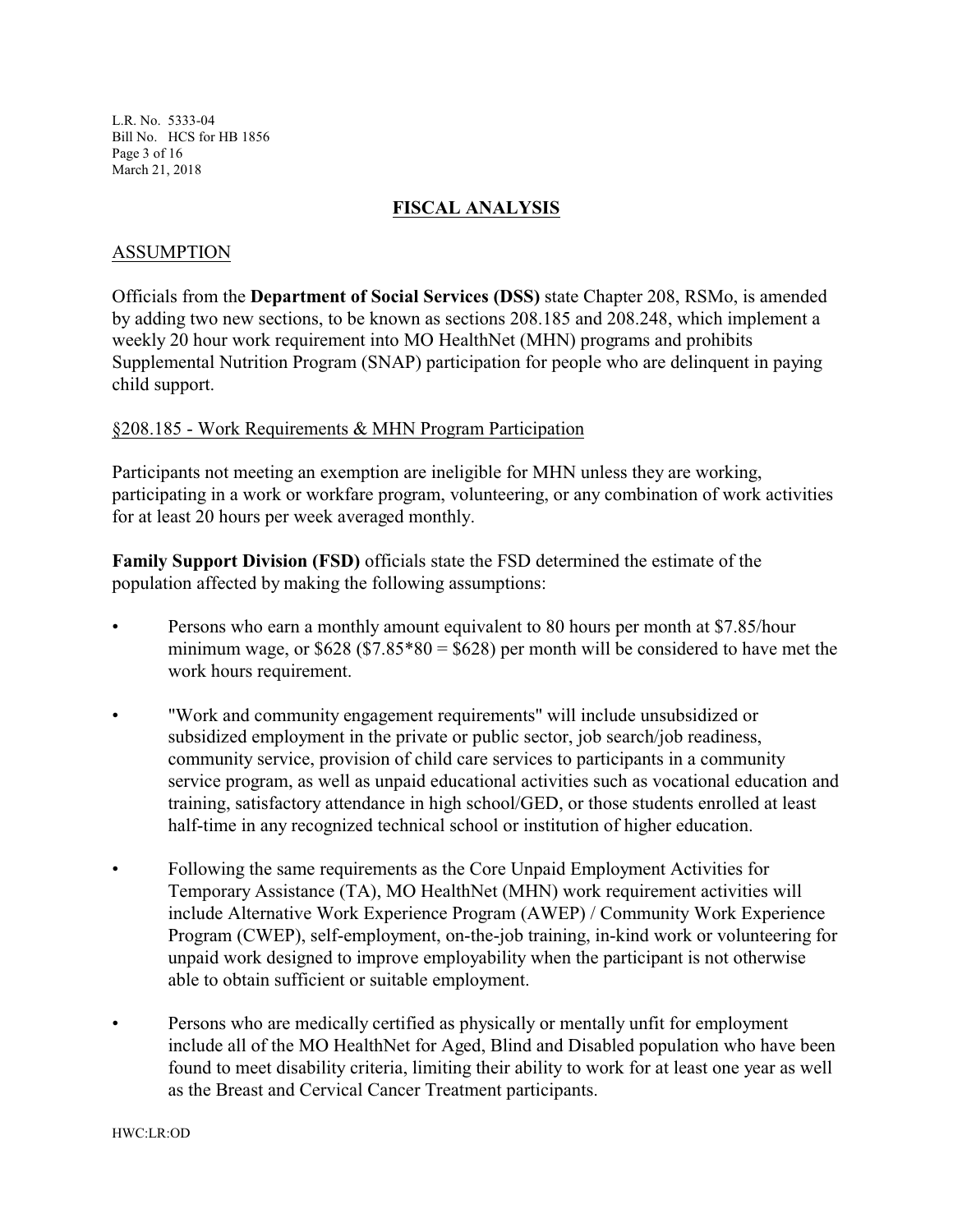## FISCAL ANALYSIS

### ASSUMPTION

Officials from the **Department of Social Services (DSS)** state Chapter 208, RSMo, is amended by adding two new sections, to be known as sections 208.185 and 208.248, which implement a weekly 20 hour work requirement into MO HealthNet (MHN) programs and prohibits Supplemental Nutrition Program (SNAP) participation for people who are delinquent in paying child support.

§208.185 - Work Requirements & MHN Program Participation

Participants not meeting an exemption are ineligible for MHN unless they are working, participating in a work or workfare program, volunteering, or any combination of work activities for at least 20 hours per week averaged monthly.

**Family Support Division (FSD)** officials state the FSD determined the estimate of the population affected by making the following assumptions:

- Persons who earn a monthly amount equivalent to 80 hours per month at $7.85/hour minimum wage, or $628 ($7.85*80 = $628) per month will be considered to have met the work hours requirement.
- "Work and community engagement requirements" will include unsubsidized or subsidized employment in the private or public sector, job search/job readiness, community service, provision of child care services to participants in a community service program, as well as unpaid educational activities such as vocational education and training, satisfactory attendance in high school/GED, or those students enrolled at least half-time in any recognized technical school or institution of higher education.
- Following the same requirements as the Core Unpaid Employment Activities for Temporary Assistance (TA), MO HealthNet (MHN) work requirement activities will include Alternative Work Experience Program (AWEP) / Community Work Experience Program (CWEP), self-employment, on-the-job training, in-kind work or volunteering for unpaid work designed to improve employability when the participant is not otherwise able to obtain sufficient or suitable employment.
- Persons who are medically certified as physically or mentally unfit for employment include all of the MO HealthNet for Aged, Blind and Disabled population who have been found to meet disability criteria, limiting their ability to work for at least one year as well as the Breast and Cervical Cancer Treatment participants.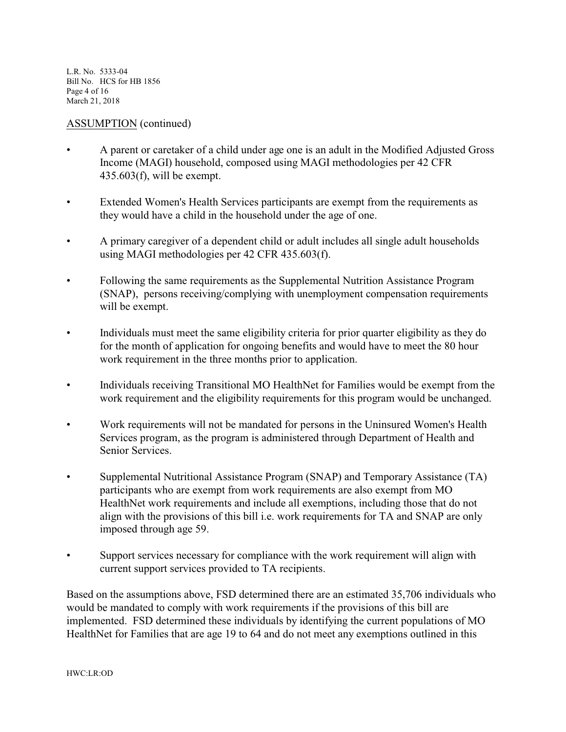ASSUMPTION (continued)

- A parent or caretaker of a child under age one is an adult in the Modified Adjusted Gross Income (MAGI) household, composed using MAGI methodologies per 42 CFR 435.603(f), will be exempt.

- Extended Women's Health Services participants are exempt from the requirements as they would have a child in the household under the age of one.

- A primary caregiver of a dependent child or adult includes all single adult households using MAGI methodologies per 42 CFR 435.603(f).

- Following the same requirements as the Supplemental Nutrition Assistance Program (SNAP), persons receiving/complying with unemployment compensation requirements will be exempt.

- Individuals must meet the same eligibility criteria for prior quarter eligibility as they do for the month of application for ongoing benefits and would have to meet the 80 hour work requirement in the three months prior to application.

- Individuals receiving Transitional MO HealthNet for Families would be exempt from the work requirement and the eligibility requirements for this program would be unchanged.

- Work requirements will not be mandated for persons in the Uninsured Women's Health Services program, as the program is administered through Department of Health and Senior Services.

- Supplemental Nutritional Assistance Program (SNAP) and Temporary Assistance (TA) participants who are exempt from work requirements are also exempt from MO HealthNet work requirements and include all exemptions, including those that do not align with the provisions of this bill i.e. work requirements for TA and SNAP are only imposed through age 59.

- Support services necessary for compliance with the work requirement will align with current support services provided to TA recipients.

Based on the assumptions above, FSD determined there are an estimated 35,706 individuals who would be mandated to comply with work requirements if the provisions of this bill are implemented. FSD determined these individuals by identifying the current populations of MO HealthNet for Families that are age 19 to 64 and do not meet any exemptions outlined in this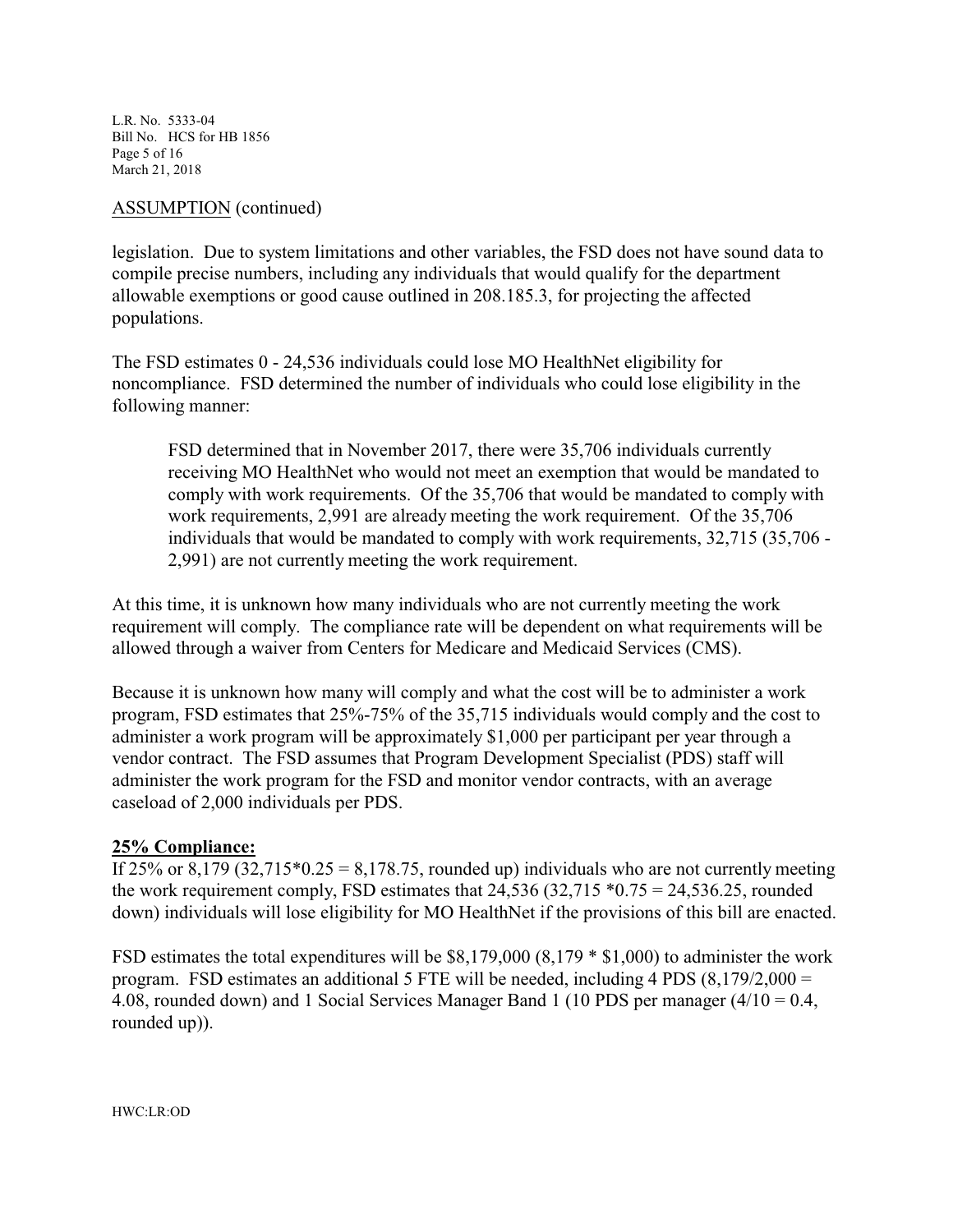ASSUMPTION (continued)

legislation. Due to system limitations and other variables, the FSD does not have sound data to compile precise numbers, including any individuals that would qualify for the department allowable exemptions or good cause outlined in 208.185.3, for projecting the affected populations.

The FSD estimates 0 - 24,536 individuals could lose MO HealthNet eligibility for noncompliance. FSD determined the number of individuals who could lose eligibility in the following manner:

> FSD determined that in November 2017, there were 35,706 individuals currently receiving MO HealthNet who would not meet an exemption that would be mandated to comply with work requirements. Of the 35,706 that would be mandated to comply with work requirements, 2,991 are already meeting the work requirement. Of the 35,706 individuals that would be mandated to comply with work requirements, 32,715 (35,706 - 2,991) are not currently meeting the work requirement.

At this time, it is unknown how many individuals who are not currently meeting the work requirement will comply. The compliance rate will be dependent on what requirements will be allowed through a waiver from Centers for Medicare and Medicaid Services (CMS).

Because it is unknown how many will comply and what the cost will be to administer a work program, FSD estimates that 25%-75% of the 35,715 individuals would comply and the cost to administer a work program will be approximately $1,000 per participant per year through a vendor contract. The FSD assumes that Program Development Specialist (PDS) staff will administer the work program for the FSD and monitor vendor contracts, with an average caseload of 2,000 individuals per PDS.

**25% Compliance:**

If 25% or 8,179 (32,715*0.25 = 8,178.75, rounded up) individuals who are not currently meeting the work requirement comply, FSD estimates that 24,536 (32,715 *0.75 = 24,536.25, rounded down) individuals will lose eligibility for MO HealthNet if the provisions of this bill are enacted.

FSD estimates the total expenditures will be $8,179,000 (8,179 * $1,000) to administer the work program. FSD estimates an additional 5 FTE will be needed, including 4 PDS (8,179/2,000 = 4.08, rounded down) and 1 Social Services Manager Band 1 (10 PDS per manager (4/10 = 0.4, rounded up)).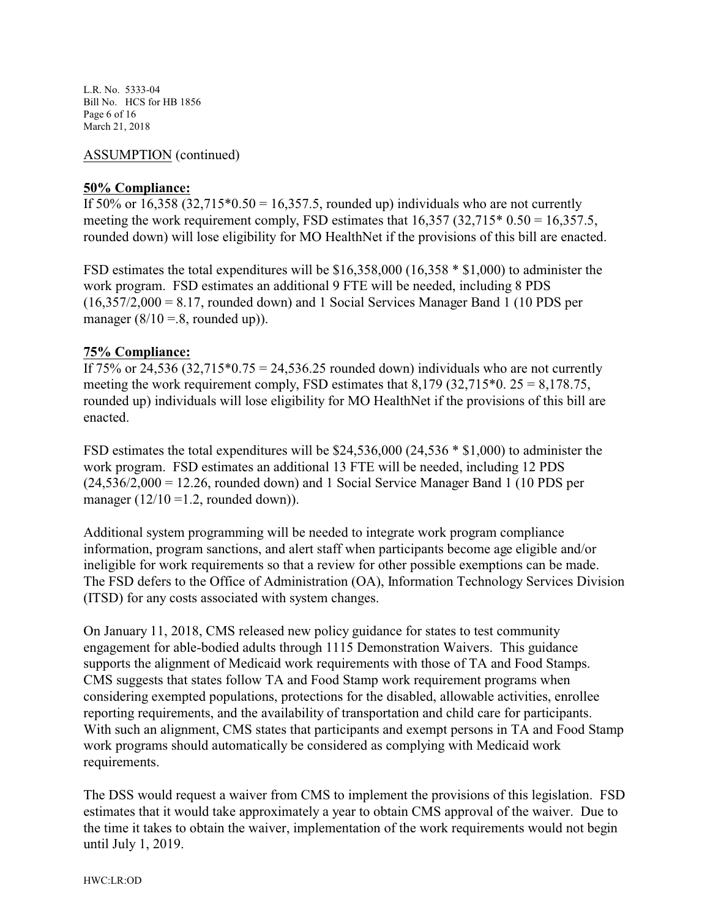ASSUMPTION (continued)

**50% Compliance:**
If 50% or 16,358 (32,715*0.50 = 16,357.5, rounded up) individuals who are not currently meeting the work requirement comply, FSD estimates that 16,357 (32,715* 0.50 = 16,357.5, rounded down) will lose eligibility for MO HealthNet if the provisions of this bill are enacted.

FSD estimates the total expenditures will be $16,358,000 (16,358 * $1,000) to administer the work program. FSD estimates an additional 9 FTE will be needed, including 8 PDS (16,357/2,000 = 8.17, rounded down) and 1 Social Services Manager Band 1 (10 PDS per manager (8/10 =.8, rounded up)).

**75% Compliance:**
If 75% or 24,536 (32,715*0.75 = 24,536.25 rounded down) individuals who are not currently meeting the work requirement comply, FSD estimates that 8,179 (32,715*0. 25 = 8,178.75, rounded up) individuals will lose eligibility for MO HealthNet if the provisions of this bill are enacted.

FSD estimates the total expenditures will be $24,536,000 (24,536 * $1,000) to administer the work program. FSD estimates an additional 13 FTE will be needed, including 12 PDS (24,536/2,000 = 12.26, rounded down) and 1 Social Service Manager Band 1 (10 PDS per manager (12/10 =1.2, rounded down)).

Additional system programming will be needed to integrate work program compliance information, program sanctions, and alert staff when participants become age eligible and/or ineligible for work requirements so that a review for other possible exemptions can be made. The FSD defers to the Office of Administration (OA), Information Technology Services Division (ITSD) for any costs associated with system changes.

On January 11, 2018, CMS released new policy guidance for states to test community engagement for able-bodied adults through 1115 Demonstration Waivers. This guidance supports the alignment of Medicaid work requirements with those of TA and Food Stamps. CMS suggests that states follow TA and Food Stamp work requirement programs when considering exempted populations, protections for the disabled, allowable activities, enrollee reporting requirements, and the availability of transportation and child care for participants. With such an alignment, CMS states that participants and exempt persons in TA and Food Stamp work programs should automatically be considered as complying with Medicaid work requirements.

The DSS would request a waiver from CMS to implement the provisions of this legislation. FSD estimates that it would take approximately a year to obtain CMS approval of the waiver. Due to the time it takes to obtain the waiver, implementation of the work requirements would not begin until July 1, 2019.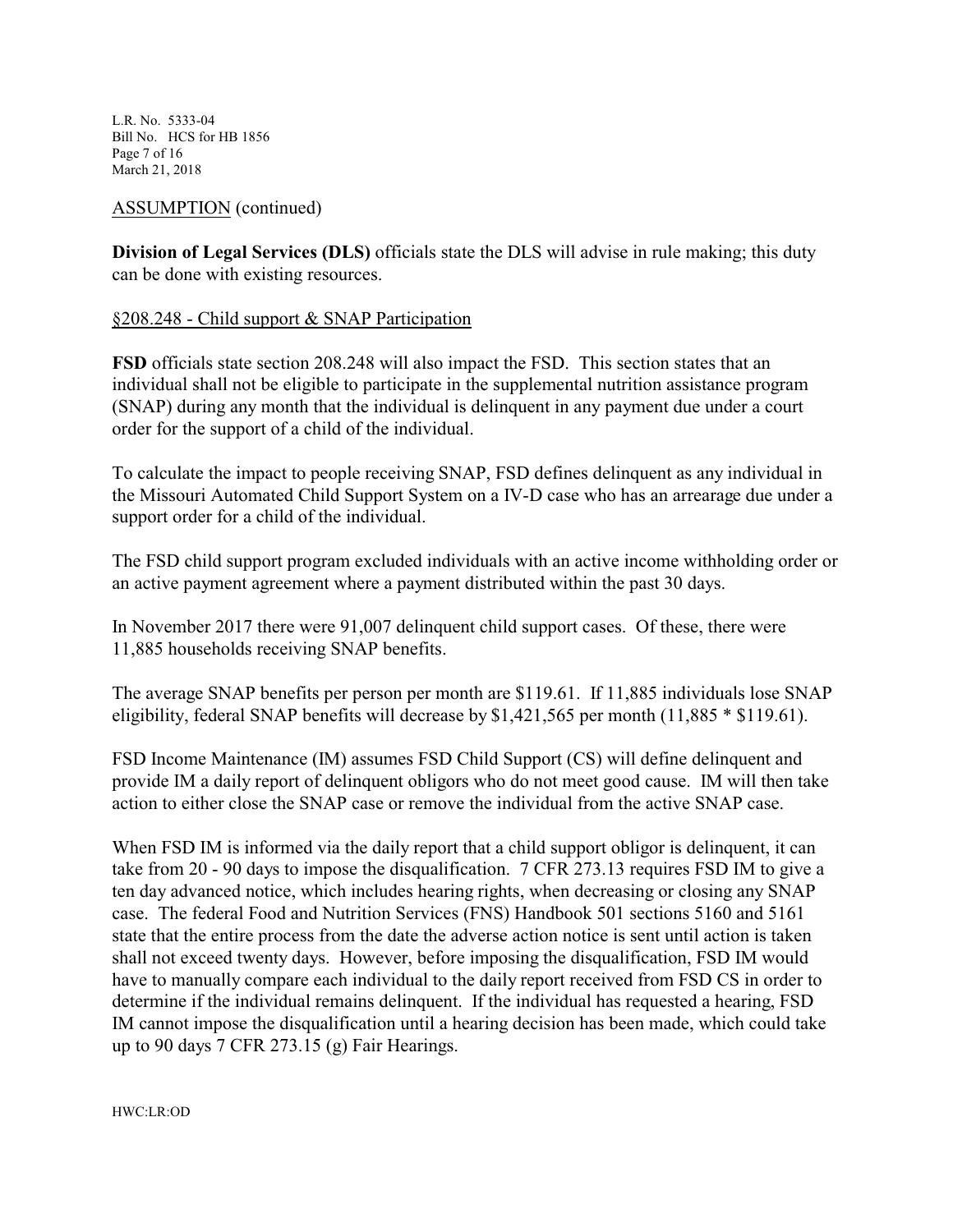ASSUMPTION (continued)

**Division of Legal Services (DLS)** officials state the DLS will advise in rule making; this duty can be done with existing resources.

§208.248 - Child support & SNAP Participation

**FSD** officials state section 208.248 will also impact the FSD. This section states that an individual shall not be eligible to participate in the supplemental nutrition assistance program (SNAP) during any month that the individual is delinquent in any payment due under a court order for the support of a child of the individual.

To calculate the impact to people receiving SNAP, FSD defines delinquent as any individual in the Missouri Automated Child Support System on a IV-D case who has an arrearage due under a support order for a child of the individual.

The FSD child support program excluded individuals with an active income withholding order or an active payment agreement where a payment distributed within the past 30 days.

In November 2017 there were 91,007 delinquent child support cases. Of these, there were 11,885 households receiving SNAP benefits.

The average SNAP benefits per person per month are $119.61. If 11,885 individuals lose SNAP eligibility, federal SNAP benefits will decrease by $1,421,565 per month (11,885 * $119.61).

FSD Income Maintenance (IM) assumes FSD Child Support (CS) will define delinquent and provide IM a daily report of delinquent obligors who do not meet good cause. IM will then take action to either close the SNAP case or remove the individual from the active SNAP case.

When FSD IM is informed via the daily report that a child support obligor is delinquent, it can take from 20 - 90 days to impose the disqualification. 7 CFR 273.13 requires FSD IM to give a ten day advanced notice, which includes hearing rights, when decreasing or closing any SNAP case. The federal Food and Nutrition Services (FNS) Handbook 501 sections 5160 and 5161 state that the entire process from the date the adverse action notice is sent until action is taken shall not exceed twenty days. However, before imposing the disqualification, FSD IM would have to manually compare each individual to the daily report received from FSD CS in order to determine if the individual remains delinquent. If the individual has requested a hearing, FSD IM cannot impose the disqualification until a hearing decision has been made, which could take up to 90 days 7 CFR 273.15 (g) Fair Hearings.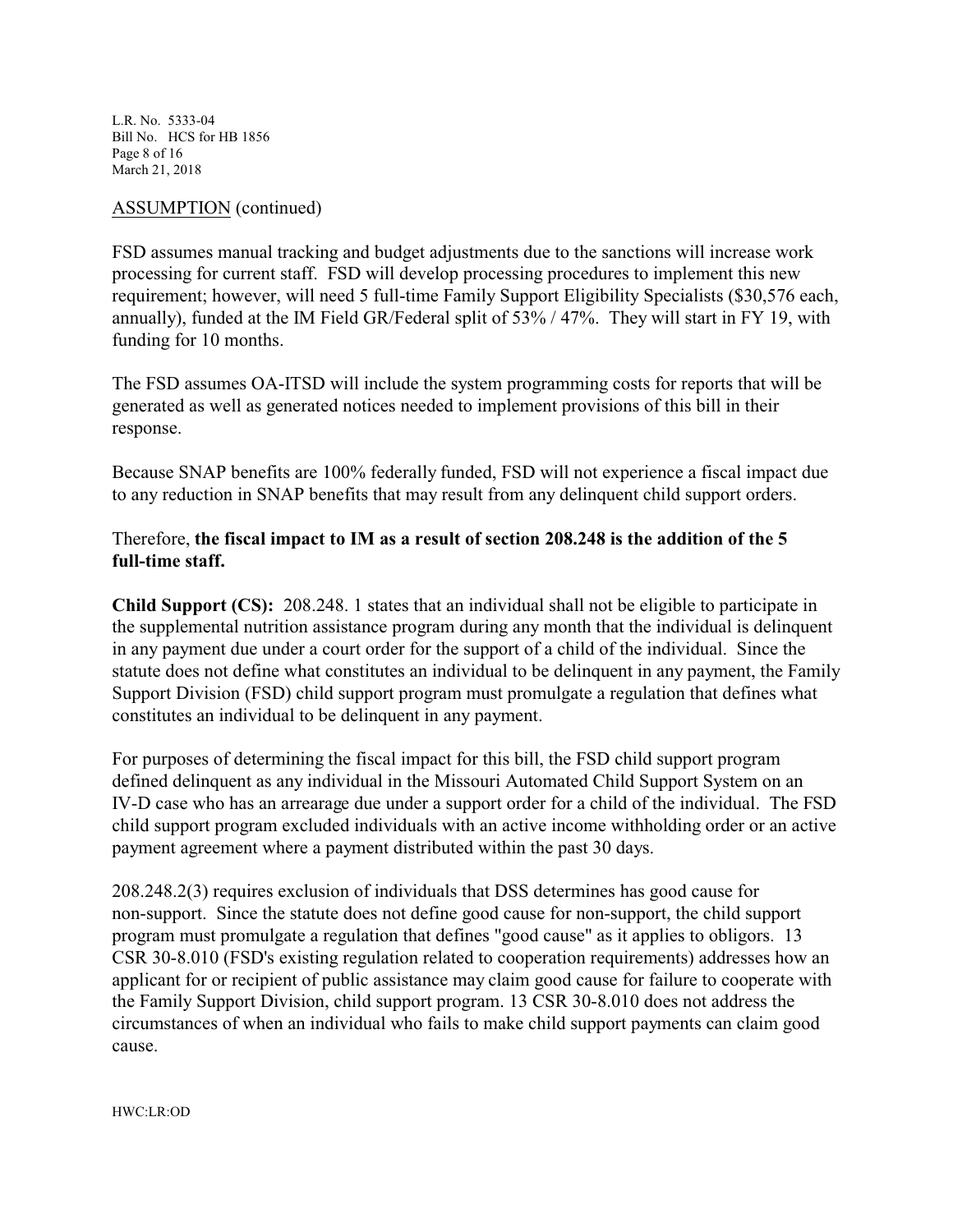ASSUMPTION (continued)

FSD assumes manual tracking and budget adjustments due to the sanctions will increase work processing for current staff. FSD will develop processing procedures to implement this new requirement; however, will need 5 full-time Family Support Eligibility Specialists ($30,576 each, annually), funded at the IM Field GR/Federal split of 53% / 47%. They will start in FY 19, with funding for 10 months.

The FSD assumes OA-ITSD will include the system programming costs for reports that will be generated as well as generated notices needed to implement provisions of this bill in their response.

Because SNAP benefits are 100% federally funded, FSD will not experience a fiscal impact due to any reduction in SNAP benefits that may result from any delinquent child support orders.

Therefore, **the fiscal impact to IM as a result of section 208.248 is the addition of the 5 full-time staff.**

**Child Support (CS):** 208.248. 1 states that an individual shall not be eligible to participate in the supplemental nutrition assistance program during any month that the individual is delinquent in any payment due under a court order for the support of a child of the individual. Since the statute does not define what constitutes an individual to be delinquent in any payment, the Family Support Division (FSD) child support program must promulgate a regulation that defines what constitutes an individual to be delinquent in any payment.

For purposes of determining the fiscal impact for this bill, the FSD child support program defined delinquent as any individual in the Missouri Automated Child Support System on an IV-D case who has an arrearage due under a support order for a child of the individual. The FSD child support program excluded individuals with an active income withholding order or an active payment agreement where a payment distributed within the past 30 days.

208.248.2(3) requires exclusion of individuals that DSS determines has good cause for non-support. Since the statute does not define good cause for non-support, the child support program must promulgate a regulation that defines "good cause" as it applies to obligors. 13 CSR 30-8.010 (FSD's existing regulation related to cooperation requirements) addresses how an applicant for or recipient of public assistance may claim good cause for failure to cooperate with the Family Support Division, child support program. 13 CSR 30-8.010 does not address the circumstances of when an individual who fails to make child support payments can claim good cause.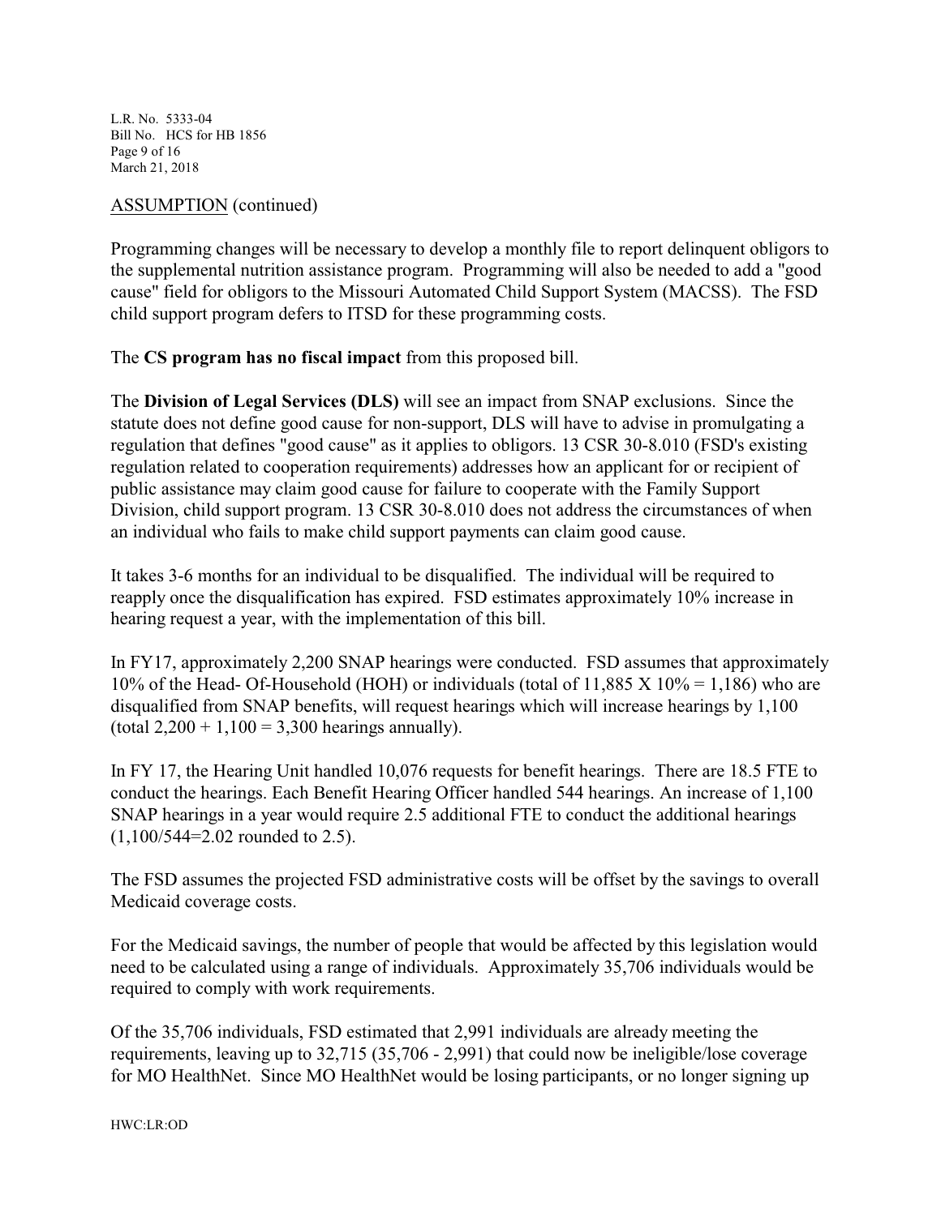ASSUMPTION (continued)

Programming changes will be necessary to develop a monthly file to report delinquent obligors to the supplemental nutrition assistance program. Programming will also be needed to add a "good cause" field for obligors to the Missouri Automated Child Support System (MACSS). The FSD child support program defers to ITSD for these programming costs.

The **CS program has no fiscal impact** from this proposed bill.

The **Division of Legal Services (DLS)** will see an impact from SNAP exclusions. Since the statute does not define good cause for non-support, DLS will have to advise in promulgating a regulation that defines "good cause" as it applies to obligors. 13 CSR 30-8.010 (FSD's existing regulation related to cooperation requirements) addresses how an applicant for or recipient of public assistance may claim good cause for failure to cooperate with the Family Support Division, child support program. 13 CSR 30-8.010 does not address the circumstances of when an individual who fails to make child support payments can claim good cause.

It takes 3-6 months for an individual to be disqualified. The individual will be required to reapply once the disqualification has expired. FSD estimates approximately 10% increase in hearing request a year, with the implementation of this bill.

In FY17, approximately 2,200 SNAP hearings were conducted. FSD assumes that approximately 10% of the Head- Of-Household (HOH) or individuals (total of 11,885 X 10% = 1,186) who are disqualified from SNAP benefits, will request hearings which will increase hearings by 1,100 (total 2,200 + 1,100 = 3,300 hearings annually).

In FY 17, the Hearing Unit handled 10,076 requests for benefit hearings. There are 18.5 FTE to conduct the hearings. Each Benefit Hearing Officer handled 544 hearings. An increase of 1,100 SNAP hearings in a year would require 2.5 additional FTE to conduct the additional hearings (1,100/544=2.02 rounded to 2.5).

The FSD assumes the projected FSD administrative costs will be offset by the savings to overall Medicaid coverage costs.

For the Medicaid savings, the number of people that would be affected by this legislation would need to be calculated using a range of individuals. Approximately 35,706 individuals would be required to comply with work requirements.

Of the 35,706 individuals, FSD estimated that 2,991 individuals are already meeting the requirements, leaving up to 32,715 (35,706 - 2,991) that could now be ineligible/lose coverage for MO HealthNet. Since MO HealthNet would be losing participants, or no longer signing up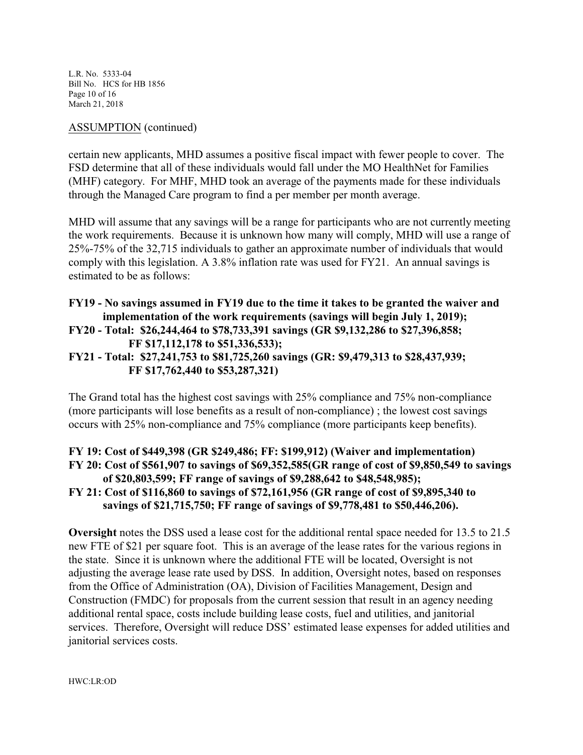ASSUMPTION (continued)

certain new applicants, MHD assumes a positive fiscal impact with fewer people to cover. The FSD determine that all of these individuals would fall under the MO HealthNet for Families (MHF) category. For MHF, MHD took an average of the payments made for these individuals through the Managed Care program to find a per member per month average.

MHD will assume that any savings will be a range for participants who are not currently meeting the work requirements. Because it is unknown how many will comply, MHD will use a range of 25%-75% of the 32,715 individuals to gather an approximate number of individuals that would comply with this legislation. A 3.8% inflation rate was used for FY21. An annual savings is estimated to be as follows:

**FY19 - No savings assumed in FY19 due to the time it takes to be granted the waiver and implementation of the work requirements (savings will begin July 1, 2019);**
**FY20 - Total: $26,244,464 to $78,733,391 savings (GR $9,132,286 to $27,396,858; FF $17,112,178 to $51,336,533);**
**FY21 - Total: $27,241,753 to $81,725,260 savings (GR: $9,479,313 to $28,437,939; FF $17,762,440 to $53,287,321)**

The Grand total has the highest cost savings with 25% compliance and 75% non-compliance (more participants will lose benefits as a result of non-compliance) ; the lowest cost savings occurs with 25% non-compliance and 75% compliance (more participants keep benefits).

**FY 19: Cost of $449,398 (GR $249,486; FF: $199,912) (Waiver and implementation)**
**FY 20: Cost of $561,907 to savings of $69,352,585(GR range of cost of $9,850,549 to savings of $20,803,599; FF range of savings of $9,288,642 to $48,548,985);**
**FY 21: Cost of $116,860 to savings of $72,161,956 (GR range of cost of $9,895,340 to savings of $21,715,750; FF range of savings of $9,778,481 to $50,446,206).**

**Oversight** notes the DSS used a lease cost for the additional rental space needed for 13.5 to 21.5 new FTE of $21 per square foot. This is an average of the lease rates for the various regions in the state. Since it is unknown where the additional FTE will be located, Oversight is not adjusting the average lease rate used by DSS. In addition, Oversight notes, based on responses from the Office of Administration (OA), Division of Facilities Management, Design and Construction (FMDC) for proposals from the current session that result in an agency needing additional rental space, costs include building lease costs, fuel and utilities, and janitorial services. Therefore, Oversight will reduce DSS' estimated lease expenses for added utilities and janitorial services costs.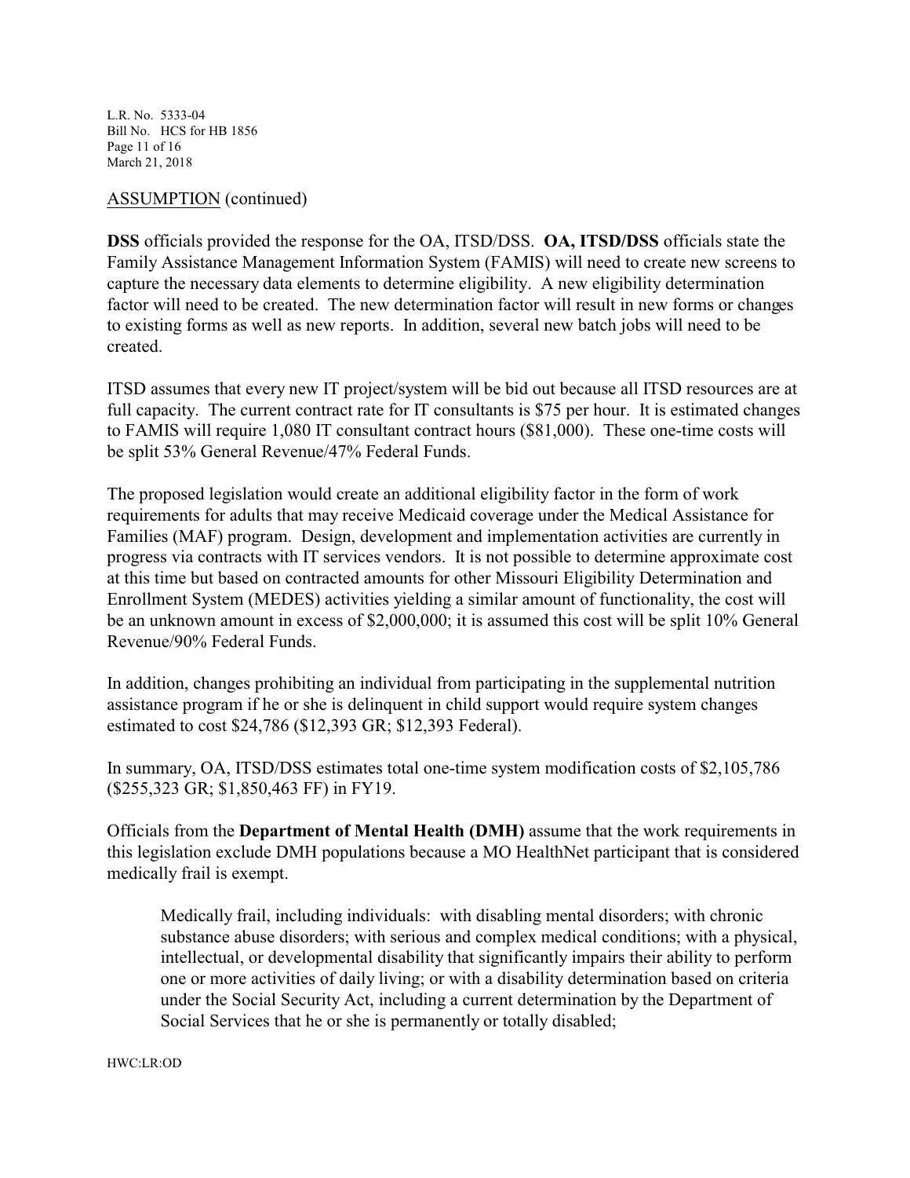ASSUMPTION (continued)

**DSS** officials provided the response for the OA, ITSD/DSS. **OA, ITSD/DSS** officials state the Family Assistance Management Information System (FAMIS) will need to create new screens to capture the necessary data elements to determine eligibility. A new eligibility determination factor will need to be created. The new determination factor will result in new forms or changes to existing forms as well as new reports. In addition, several new batch jobs will need to be created.

ITSD assumes that every new IT project/system will be bid out because all ITSD resources are at full capacity. The current contract rate for IT consultants is $75 per hour. It is estimated changes to FAMIS will require 1,080 IT consultant contract hours ($81,000). These one-time costs will be split 53% General Revenue/47% Federal Funds.

The proposed legislation would create an additional eligibility factor in the form of work requirements for adults that may receive Medicaid coverage under the Medical Assistance for Families (MAF) program. Design, development and implementation activities are currently in progress via contracts with IT services vendors. It is not possible to determine approximate cost at this time but based on contracted amounts for other Missouri Eligibility Determination and Enrollment System (MEDES) activities yielding a similar amount of functionality, the cost will be an unknown amount in excess of $2,000,000; it is assumed this cost will be split 10% General Revenue/90% Federal Funds.

In addition, changes prohibiting an individual from participating in the supplemental nutrition assistance program if he or she is delinquent in child support would require system changes estimated to cost $24,786 ($12,393 GR; $12,393 Federal).

In summary, OA, ITSD/DSS estimates total one-time system modification costs of $2,105,786 ($255,323 GR; $1,850,463 FF) in FY19.

Officials from the **Department of Mental Health (DMH)** assume that the work requirements in this legislation exclude DMH populations because a MO HealthNet participant that is considered medically frail is exempt.

> Medically frail, including individuals: with disabling mental disorders; with chronic substance abuse disorders; with serious and complex medical conditions; with a physical, intellectual, or developmental disability that significantly impairs their ability to perform one or more activities of daily living; or with a disability determination based on criteria under the Social Security Act, including a current determination by the Department of Social Services that he or she is permanently or totally disabled;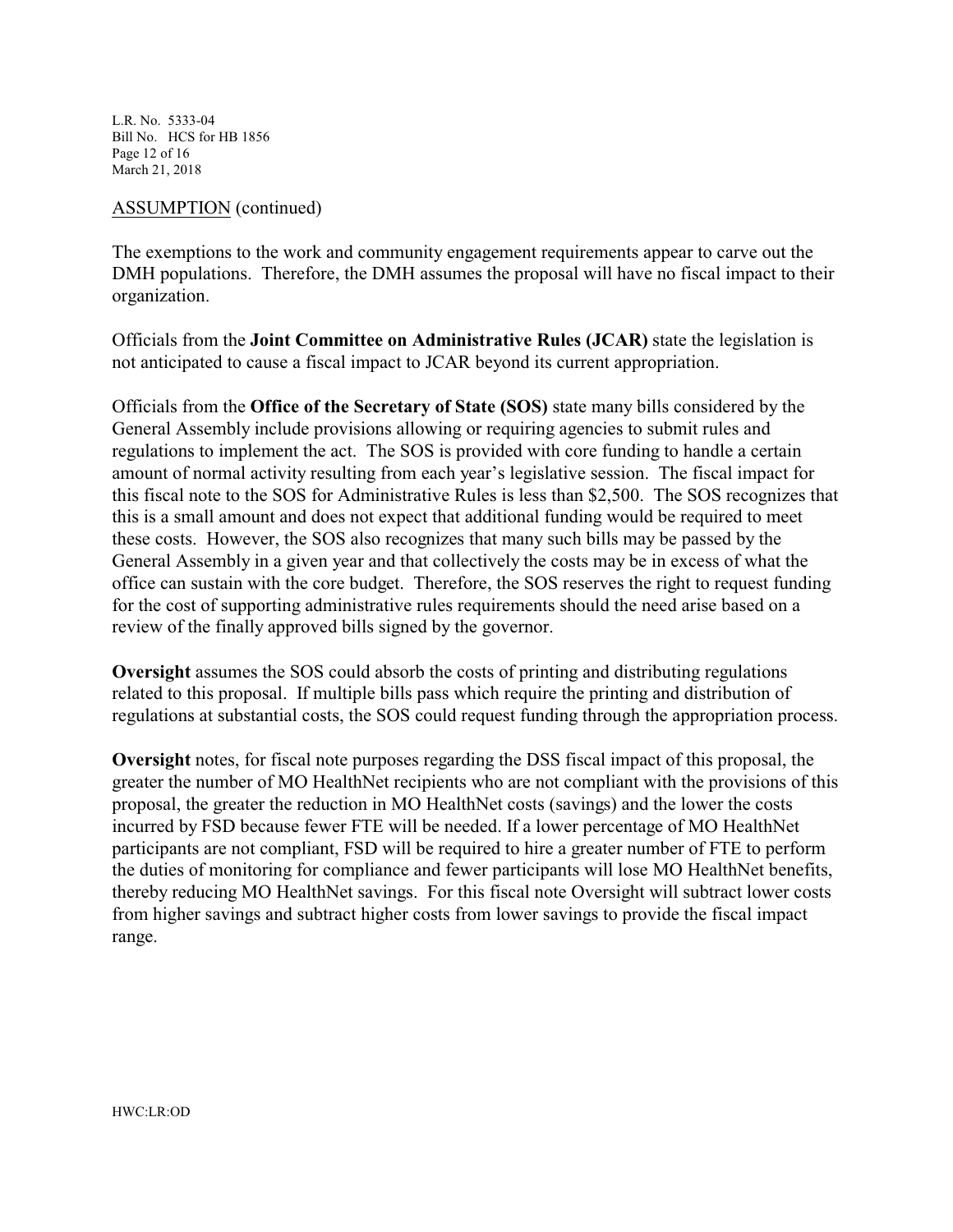ASSUMPTION (continued)

The exemptions to the work and community engagement requirements appear to carve out the DMH populations. Therefore, the DMH assumes the proposal will have no fiscal impact to their organization.

Officials from the **Joint Committee on Administrative Rules (JCAR)** state the legislation is not anticipated to cause a fiscal impact to JCAR beyond its current appropriation.

Officials from the **Office of the Secretary of State (SOS)** state many bills considered by the General Assembly include provisions allowing or requiring agencies to submit rules and regulations to implement the act. The SOS is provided with core funding to handle a certain amount of normal activity resulting from each year's legislative session. The fiscal impact for this fiscal note to the SOS for Administrative Rules is less than $2,500. The SOS recognizes that this is a small amount and does not expect that additional funding would be required to meet these costs. However, the SOS also recognizes that many such bills may be passed by the General Assembly in a given year and that collectively the costs may be in excess of what the office can sustain with the core budget. Therefore, the SOS reserves the right to request funding for the cost of supporting administrative rules requirements should the need arise based on a review of the finally approved bills signed by the governor.

**Oversight** assumes the SOS could absorb the costs of printing and distributing regulations related to this proposal. If multiple bills pass which require the printing and distribution of regulations at substantial costs, the SOS could request funding through the appropriation process.

**Oversight** notes, for fiscal note purposes regarding the DSS fiscal impact of this proposal, the greater the number of MO HealthNet recipients who are not compliant with the provisions of this proposal, the greater the reduction in MO HealthNet costs (savings) and the lower the costs incurred by FSD because fewer FTE will be needed. If a lower percentage of MO HealthNet participants are not compliant, FSD will be required to hire a greater number of FTE to perform the duties of monitoring for compliance and fewer participants will lose MO HealthNet benefits, thereby reducing MO HealthNet savings. For this fiscal note Oversight will subtract lower costs from higher savings and subtract higher costs from lower savings to provide the fiscal impact range.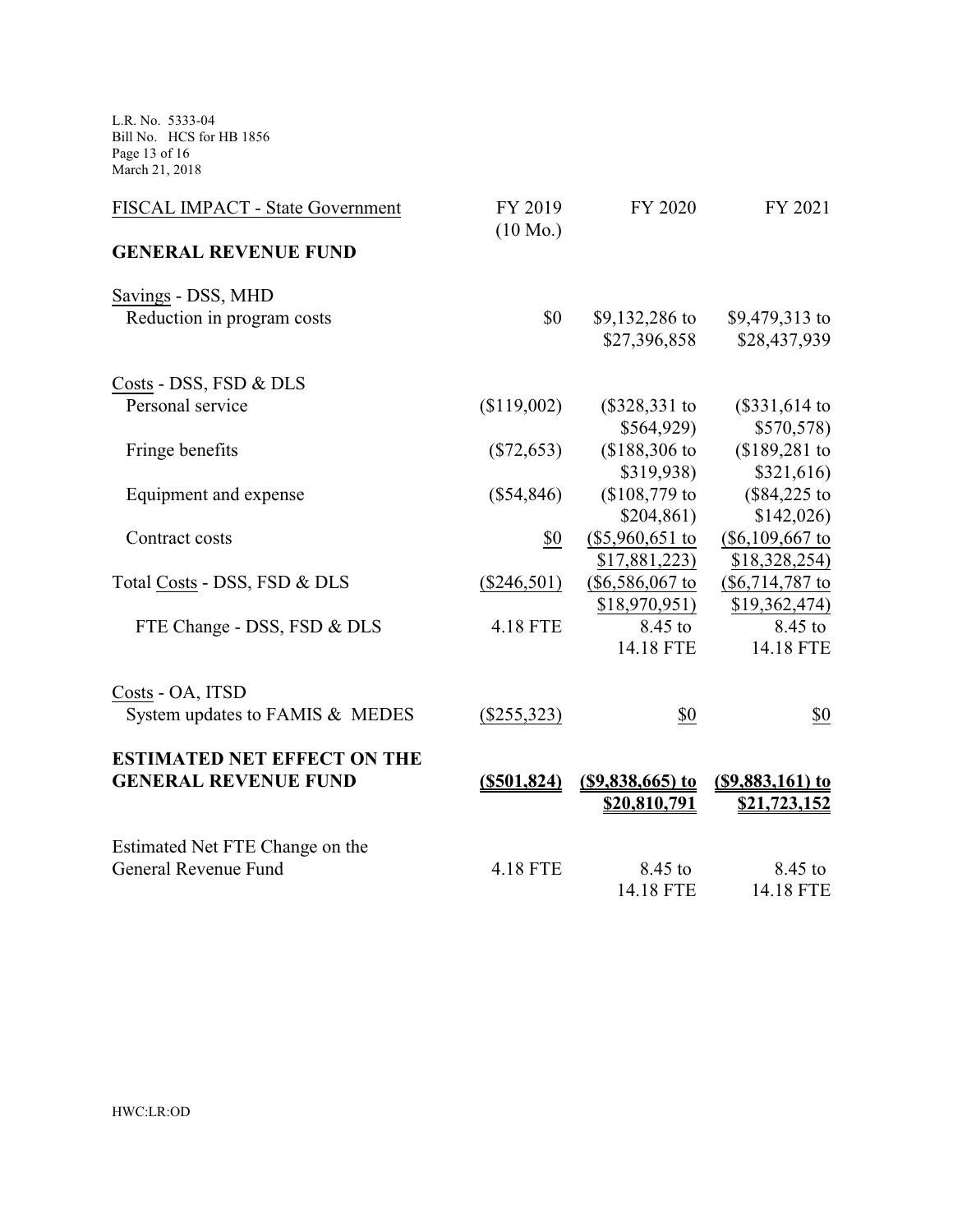| FISCAL IMPACT - State Government | FY 2019 (10 Mo.) | FY 2020 | FY 2021 |
|---|---|---|---|
| **GENERAL REVENUE FUND** | | | |
| Savings - DSS, MHD | | | |
| Reduction in program costs | $0 | $9,132,286 to $27,396,858 | $9,479,313 to $28,437,939 |
| Costs - DSS, FSD & DLS | | | |
| Personal service | ($119,002) | ($328,331 to $564,929) | ($331,614 to $570,578) |
| Fringe benefits | ($72,653) | ($188,306 to $319,938) | ($189,281 to $321,616) |
| Equipment and expense | ($54,846) | ($108,779 to $204,861) | ($84,225 to $142,026) |
| Contract costs | $0 | ($5,960,651 to $17,881,223) | ($6,109,667 to $18,328,254) |
| Total Costs - DSS, FSD & DLS | ($246,501) | ($6,586,067 to $18,970,951) | ($6,714,787 to $19,362,474) |
| FTE Change - DSS, FSD & DLS | 4.18 FTE | 8.45 to 14.18 FTE | 8.45 to 14.18 FTE |
| Costs - OA, ITSD | | | |
| System updates to FAMIS & MEDES | ($255,323) | $0 | $0 |
| **ESTIMATED NET EFFECT ON THE GENERAL REVENUE FUND** | **($501,824)** | **($9,838,665) to $20,810,791** | **($9,883,161) to $21,723,152** |
| Estimated Net FTE Change on the General Revenue Fund | 4.18 FTE | 8.45 to 14.18 FTE | 8.45 to 14.18 FTE |

HWC:LR:OD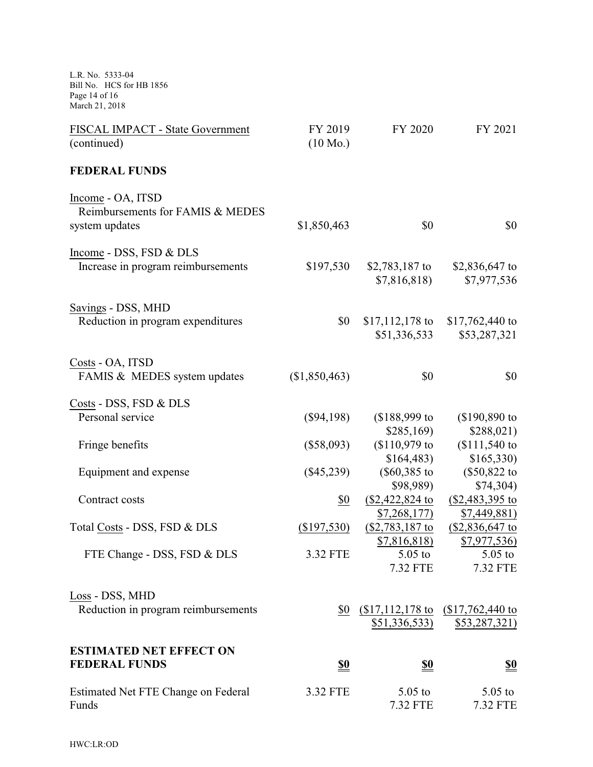| FISCAL IMPACT - State Government (continued) | FY 2019 (10 Mo.) | FY 2020 | FY 2021 |
|---|---|---|---|
| **FEDERAL FUNDS** | | | |
| Income - OA, ITSD Reimbursements for FAMIS & MEDES system updates | $1,850,463 | $0 | $0 |
| Income - DSS, FSD & DLS Increase in program reimbursements | $197,530 | $2,783,187 to $7,816,818) | $2,836,647 to $7,977,536 |
| Savings - DSS, MHD Reduction in program expenditures | $0 | $17,112,178 to $51,336,533 | $17,762,440 to $53,287,321 |
| Costs - OA, ITSD FAMIS & MEDES system updates | ($1,850,463) | $0 | $0 |
| Costs - DSS, FSD & DLS | | | |
| Personal service | ($94,198) | ($188,999 to $285,169) | ($190,890 to $288,021) |
| Fringe benefits | ($58,093) | ($110,979 to $164,483) | ($111,540 to $165,330) |
| Equipment and expense | ($45,239) | ($60,385 to $98,989) | ($50,822 to $74,304) |
| Contract costs | $0 | ($2,422,824 to $7,268,177) | ($2,483,395 to $7,449,881) |
| Total Costs - DSS, FSD & DLS | ($197,530) | ($2,783,187 to $7,816,818) | ($2,836,647 to $7,977,536) |
| FTE Change - DSS, FSD & DLS | 3.32 FTE | 5.05 to 7.32 FTE | 5.05 to 7.32 FTE |
| Loss - DSS, MHD Reduction in program reimbursements | $0 | ($17,112,178 to $51,336,533) | ($17,762,440 to $53,287,321) |
| **ESTIMATED NET EFFECT ON FEDERAL FUNDS** | **$0** | **$0** | **$0** |
| Estimated Net FTE Change on Federal Funds | 3.32 FTE | 5.05 to 7.32 FTE | 5.05 to 7.32 FTE |

HWC:LR:OD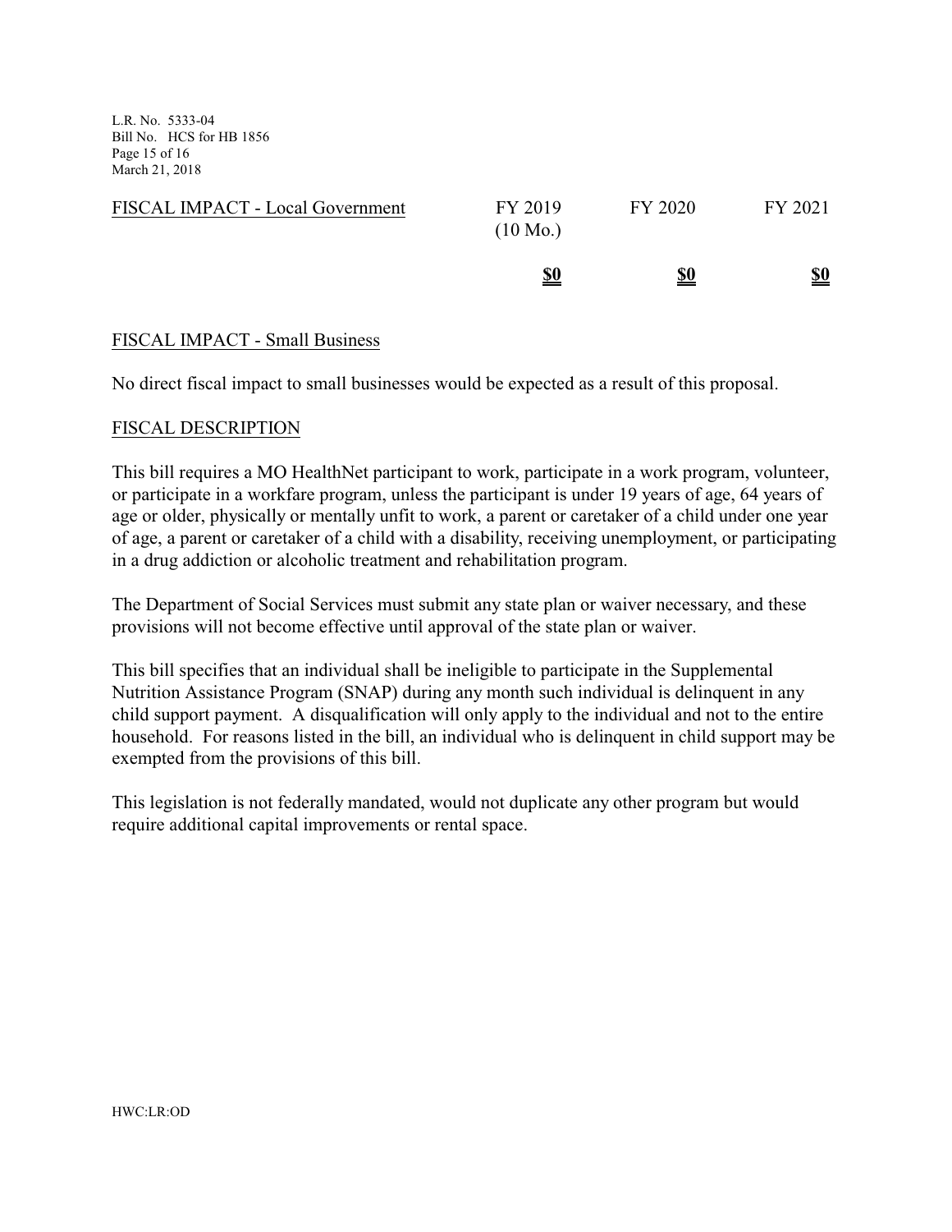| FISCAL IMPACT - Local Government | FY 2019 (10 Mo.) | FY 2020 | FY 2021 |
|---|---|---|---|
| | **$0** | **$0** | **$0** |

FISCAL IMPACT - Small Business

No direct fiscal impact to small businesses would be expected as a result of this proposal.

FISCAL DESCRIPTION

This bill requires a MO HealthNet participant to work, participate in a work program, volunteer, or participate in a workfare program, unless the participant is under 19 years of age, 64 years of age or older, physically or mentally unfit to work, a parent or caretaker of a child under one year of age, a parent or caretaker of a child with a disability, receiving unemployment, or participating in a drug addiction or alcoholic treatment and rehabilitation program.

The Department of Social Services must submit any state plan or waiver necessary, and these provisions will not become effective until approval of the state plan or waiver.

This bill specifies that an individual shall be ineligible to participate in the Supplemental Nutrition Assistance Program (SNAP) during any month such individual is delinquent in any child support payment. A disqualification will only apply to the individual and not to the entire household. For reasons listed in the bill, an individual who is delinquent in child support may be exempted from the provisions of this bill.

This legislation is not federally mandated, would not duplicate any other program but would require additional capital improvements or rental space.

HWC:LR:OD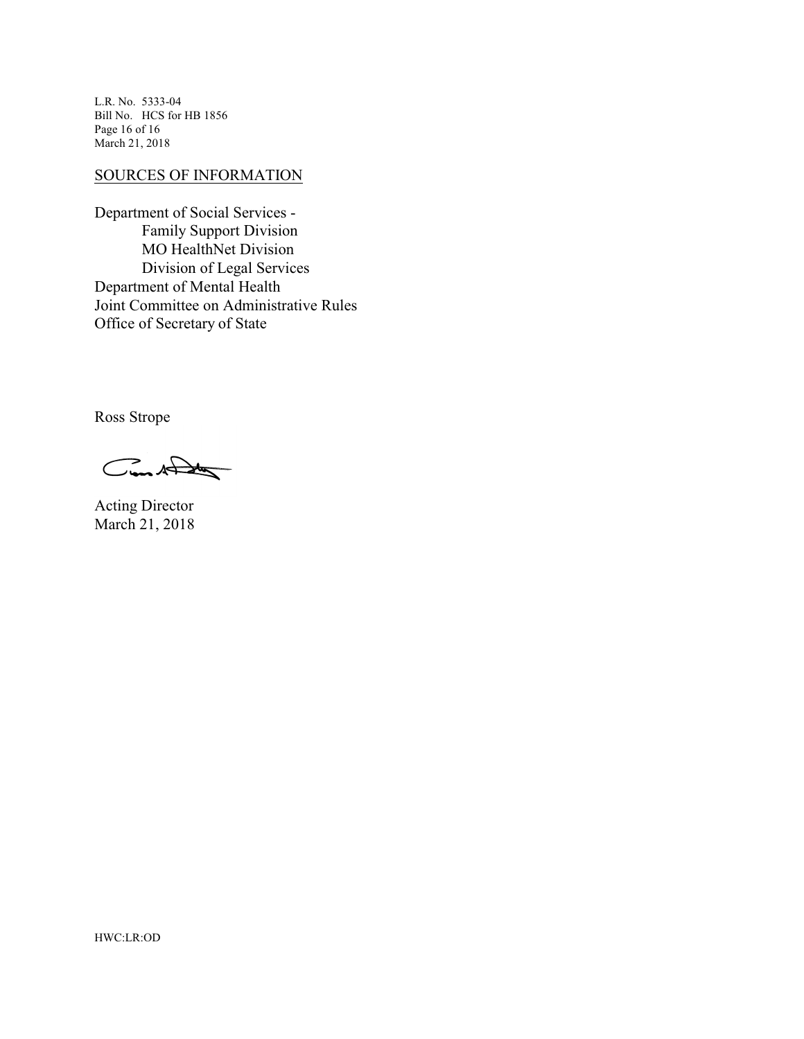## SOURCES OF INFORMATION

Department of Social Services -
- Family Support Division
- MO HealthNet Division
- Division of Legal Services

Department of Mental Health
Joint Committee on Administrative Rules
Office of Secretary of State

Ross Strope

Acting Director
March 21, 2018

HWC:LR:OD